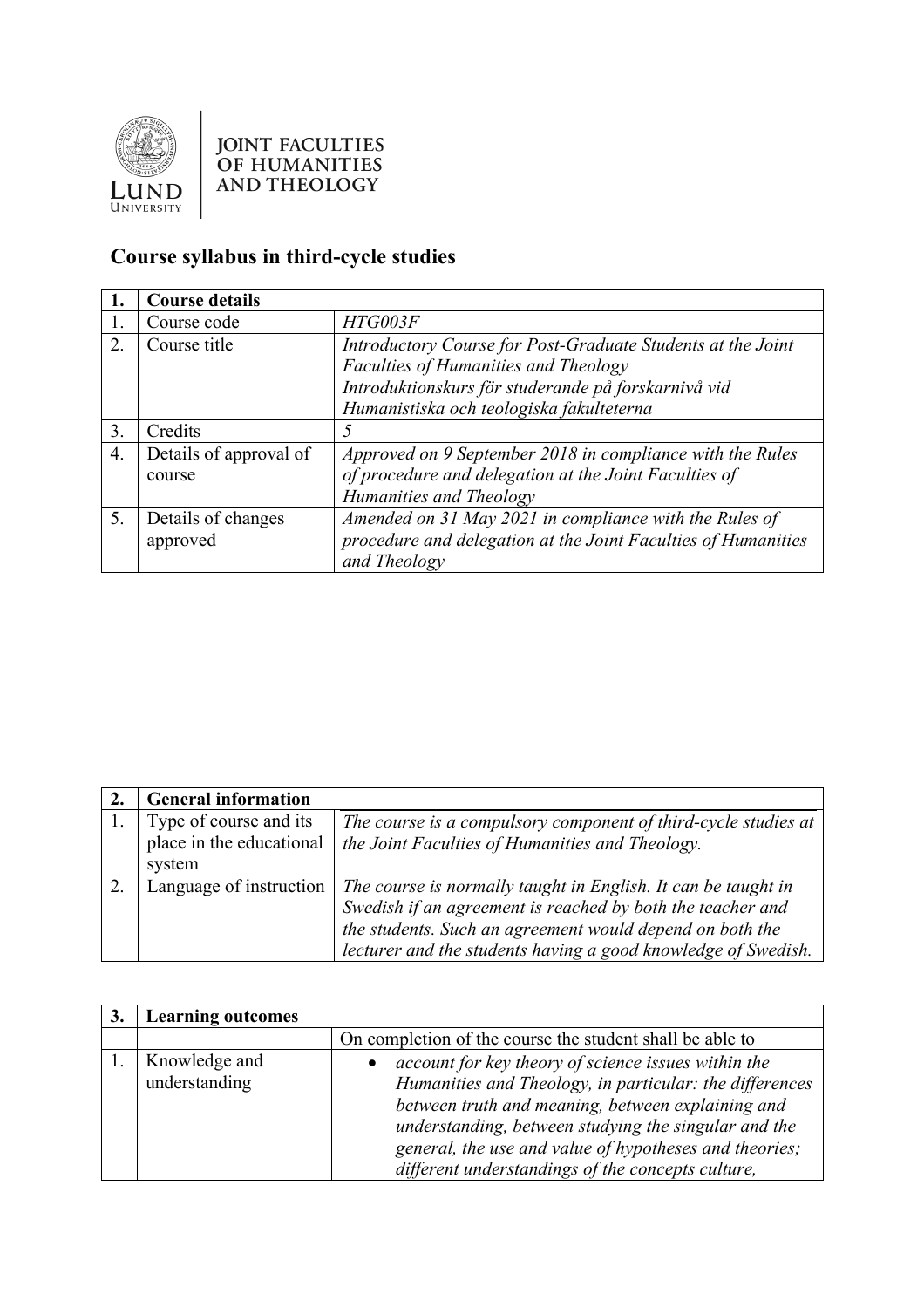JOINT FACULTIES OF HUMANITIES AND THEOLOGY

# Course syllabus in third-cycle studies

| 1. | Course details | |
|---|---|---|
| 1. | Course code | *HTG003F* |
| 2. | Course title | *Introductory Course for Post-Graduate Students at the Joint Faculties of Humanities and Theology*<br>*Introduktionskurs för studerande på forskarnivå vid Humanistiska och teologiska fakulteterna* |
| 3. | Credits | *5* |
| 4. | Details of approval of course | *Approved on 9 September 2018 in compliance with the Rules of procedure and delegation at the Joint Faculties of Humanities and Theology* |
| 5. | Details of changes approved | *Amended on 31 May 2021 in compliance with the Rules of procedure and delegation at the Joint Faculties of Humanities and Theology* |

| 2. | General information | |
|---|---|---|
| 1. | Type of course and its place in the educational system | *The course is a compulsory component of third-cycle studies at the Joint Faculties of Humanities and Theology.* |
| 2. | Language of instruction | *The course is normally taught in English. It can be taught in Swedish if an agreement is reached by both the teacher and the students. Such an agreement would depend on both the lecturer and the students having a good knowledge of Swedish.* |

| 3. | Learning outcomes | |
|---|---|---|
| | | On completion of the course the student shall be able to |
| 1. | Knowledge and understanding | • *account for key theory of science issues within the Humanities and Theology, in particular: the differences between truth and meaning, between explaining and understanding, between studying the singular and the general, the use and value of hypotheses and theories; different understandings of the concepts culture,* |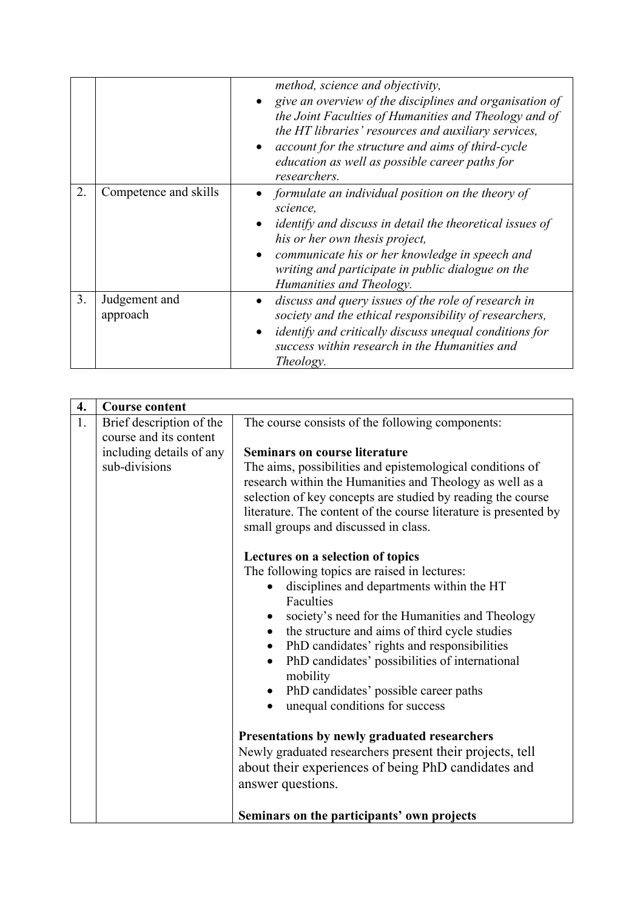| | | |
|---|---|---|
| | | *method, science and objectivity,*<br>• *give an overview of the disciplines and organisation of the Joint Faculties of Humanities and Theology and of the HT libraries' resources and auxiliary services,*<br>• *account for the structure and aims of third-cycle education as well as possible career paths for researchers.* |
| 2. | Competence and skills | • *formulate an individual position on the theory of science,*<br>• *identify and discuss in detail the theoretical issues of his or her own thesis project,*<br>• *communicate his or her knowledge in speech and writing and participate in public dialogue on the Humanities and Theology.* |
| 3. | Judgement and approach | • *discuss and query issues of the role of research in society and the ethical responsibility of researchers,*<br>• *identify and critically discuss unequal conditions for success within research in the Humanities and Theology.* |

| **4.** | **Course content** | |
|---|---|---|
| 1. | Brief description of the course and its content including details of any sub-divisions | The course consists of the following components:<br><br>**Seminars on course literature**<br>The aims, possibilities and epistemological conditions of research within the Humanities and Theology as well as a selection of key concepts are studied by reading the course literature. The content of the course literature is presented by small groups and discussed in class.<br><br>**Lectures on a selection of topics**<br>The following topics are raised in lectures:<br>• disciplines and departments within the HT Faculties<br>• society's need for the Humanities and Theology<br>• the structure and aims of third cycle studies<br>• PhD candidates' rights and responsibilities<br>• PhD candidates' possibilities of international mobility<br>• PhD candidates' possible career paths<br>• unequal conditions for success<br><br>**Presentations by newly graduated researchers**<br>Newly graduated researchers present their projects, tell about their experiences of being PhD candidates and answer questions.<br><br>**Seminars on the participants' own projects** |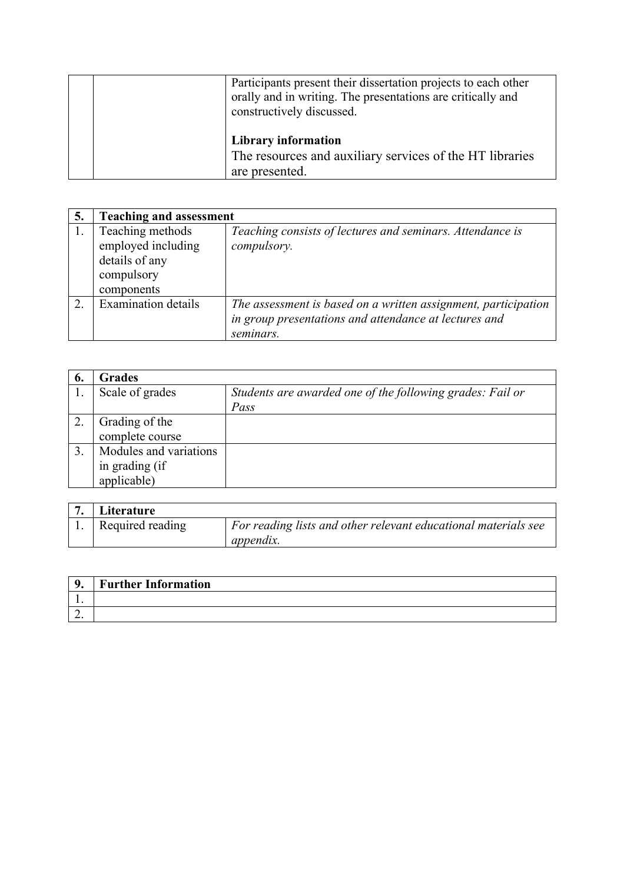| | | |
|---|---|---|
| | | Participants present their dissertation projects to each other orally and in writing. The presentations are critically and constructively discussed.<br><br>**Library information**<br>The resources and auxiliary services of the HT libraries are presented. |

| **5.** | **Teaching and assessment** | |
|---|---|---|
| 1. | Teaching methods employed including details of any compulsory components | *Teaching consists of lectures and seminars. Attendance is compulsory.* |
| 2. | Examination details | *The assessment is based on a written assignment, participation in group presentations and attendance at lectures and seminars.* |

| **6.** | **Grades** | |
|---|---|---|
| 1. | Scale of grades | *Students are awarded one of the following grades: Fail or Pass* |
| 2. | Grading of the complete course | |
| 3. | Modules and variations in grading (if applicable) | |

| **7.** | **Literature** | |
|---|---|---|
| 1. | Required reading | *For reading lists and other relevant educational materials see appendix.* |

| **9.** | **Further Information** |
|---|---|
| 1. | |
| 2. | |